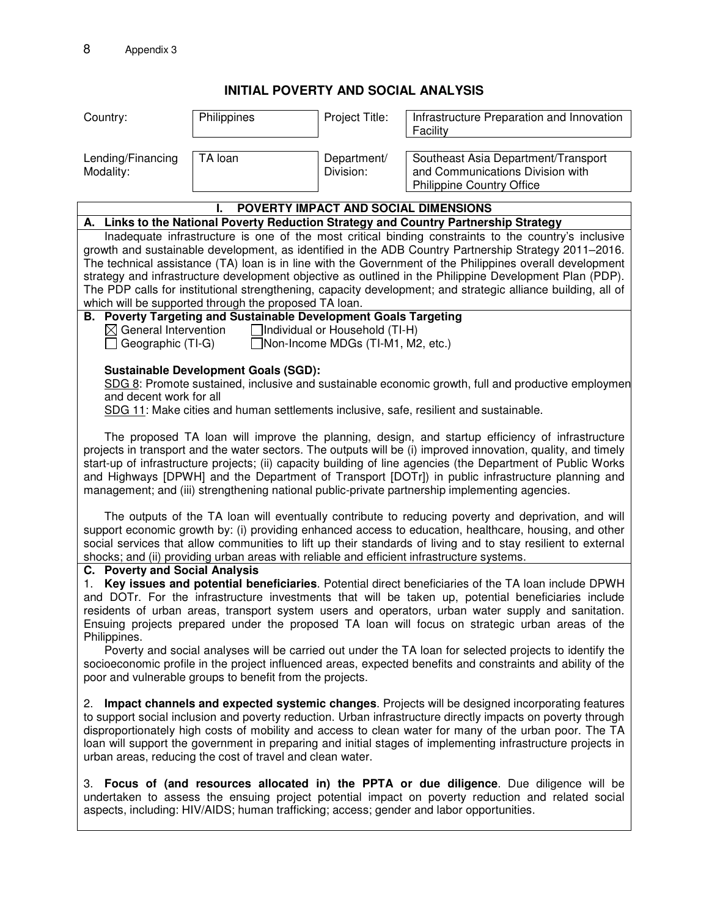Appendix 3

# INITIAL POVERTY AND SOCIAL ANALYSIS

| Country: | Philippines | Project Title: | Infrastructure Preparation and Innovation Facility |
|---|---|---|---|
| Lending/Financing Modality: | TA loan | Department/ Division: | Southeast Asia Department/Transport and Communications Division with Philippine Country Office |

## I. POVERTY IMPACT AND SOCIAL DIMENSIONS

### A. Links to the National Poverty Reduction Strategy and Country Partnership Strategy

Inadequate infrastructure is one of the most critical binding constraints to the country's inclusive growth and sustainable development, as identified in the ADB Country Partnership Strategy 2011–2016. The technical assistance (TA) loan is in line with the Government of the Philippines overall development strategy and infrastructure development objective as outlined in the Philippine Development Plan (PDP). The PDP calls for institutional strengthening, capacity development; and strategic alliance building, all of which will be supported through the proposed TA loan.

### B. Poverty Targeting and Sustainable Development Goals Targeting

☒ General Intervention ☐ Individual or Household (TI-H)
☐ Geographic (TI-G) ☐ Non-Income MDGs (TI-M1, M2, etc.)

**Sustainable Development Goals (SGD):**

SDG 8: Promote sustained, inclusive and sustainable economic growth, full and productive employmen and decent work for all

SDG 11: Make cities and human settlements inclusive, safe, resilient and sustainable.

The proposed TA loan will improve the planning, design, and startup efficiency of infrastructure projects in transport and the water sectors. The outputs will be (i) improved innovation, quality, and timely start-up of infrastructure projects; (ii) capacity building of line agencies (the Department of Public Works and Highways [DPWH] and the Department of Transport [DOTr]) in public infrastructure planning and management; and (iii) strengthening national public-private partnership implementing agencies.

The outputs of the TA loan will eventually contribute to reducing poverty and deprivation, and will support economic growth by: (i) providing enhanced access to education, healthcare, housing, and other social services that allow communities to lift up their standards of living and to stay resilient to external shocks; and (ii) providing urban areas with reliable and efficient infrastructure systems.

### C. Poverty and Social Analysis

1. **Key issues and potential beneficiaries**. Potential direct beneficiaries of the TA loan include DPWH and DOTr. For the infrastructure investments that will be taken up, potential beneficiaries include residents of urban areas, transport system users and operators, urban water supply and sanitation. Ensuing projects prepared under the proposed TA loan will focus on strategic urban areas of the Philippines.

Poverty and social analyses will be carried out under the TA loan for selected projects to identify the socioeconomic profile in the project influenced areas, expected benefits and constraints and ability of the poor and vulnerable groups to benefit from the projects.

2. **Impact channels and expected systemic changes**. Projects will be designed incorporating features to support social inclusion and poverty reduction. Urban infrastructure directly impacts on poverty through disproportionately high costs of mobility and access to clean water for many of the urban poor. The TA loan will support the government in preparing and initial stages of implementing infrastructure projects in urban areas, reducing the cost of travel and clean water.

3. **Focus of (and resources allocated in) the PPTA or due diligence**. Due diligence will be undertaken to assess the ensuing project potential impact on poverty reduction and related social aspects, including: HIV/AIDS; human trafficking; access; gender and labor opportunities.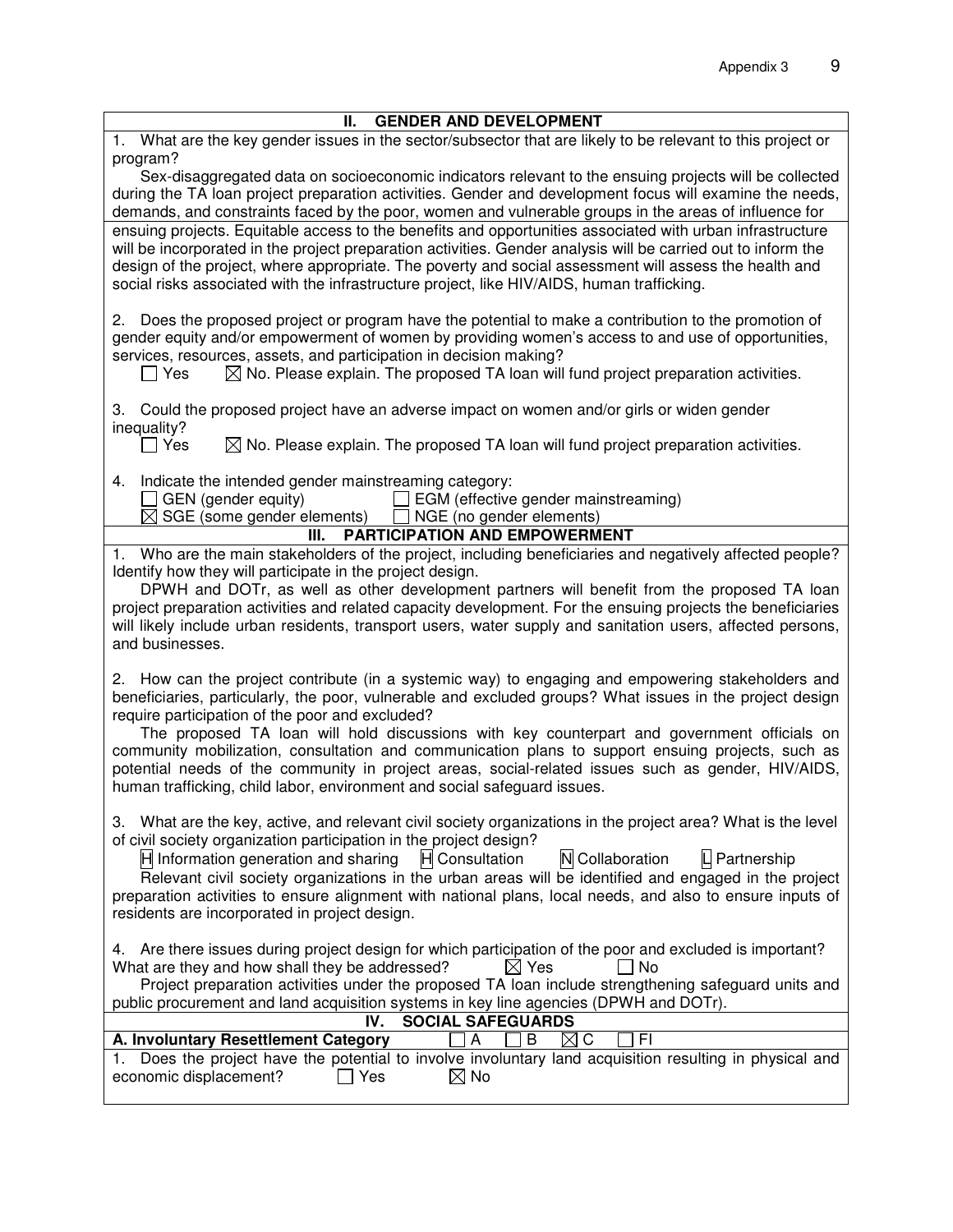## II. GENDER AND DEVELOPMENT

1. What are the key gender issues in the sector/subsector that are likely to be relevant to this project or program?

Sex-disaggregated data on socioeconomic indicators relevant to the ensuing projects will be collected during the TA loan project preparation activities. Gender and development focus will examine the needs, demands, and constraints faced by the poor, women and vulnerable groups in the areas of influence for ensuing projects. Equitable access to the benefits and opportunities associated with urban infrastructure will be incorporated in the project preparation activities. Gender analysis will be carried out to inform the design of the project, where appropriate. The poverty and social assessment will assess the health and social risks associated with the infrastructure project, like HIV/AIDS, human trafficking.

2. Does the proposed project or program have the potential to make a contribution to the promotion of gender equity and/or empowerment of women by providing women's access to and use of opportunities, services, resources, assets, and participation in decision making?

☐ Yes ☒ No. Please explain. The proposed TA loan will fund project preparation activities.

3. Could the proposed project have an adverse impact on women and/or girls or widen gender inequality?

☐ Yes ☒ No. Please explain. The proposed TA loan will fund project preparation activities.

4. Indicate the intended gender mainstreaming category:

☐ GEN (gender equity) ☐ EGM (effective gender mainstreaming)
☒ SGE (some gender elements) ☐ NGE (no gender elements)

## III. PARTICIPATION AND EMPOWERMENT

1. Who are the main stakeholders of the project, including beneficiaries and negatively affected people? Identify how they will participate in the project design.

DPWH and DOTr, as well as other development partners will benefit from the proposed TA loan project preparation activities and related capacity development. For the ensuing projects the beneficiaries will likely include urban residents, transport users, water supply and sanitation users, affected persons, and businesses.

2. How can the project contribute (in a systemic way) to engaging and empowering stakeholders and beneficiaries, particularly, the poor, vulnerable and excluded groups? What issues in the project design require participation of the poor and excluded?

The proposed TA loan will hold discussions with key counterpart and government officials on community mobilization, consultation and communication plans to support ensuing projects, such as potential needs of the community in project areas, social-related issues such as gender, HIV/AIDS, human trafficking, child labor, environment and social safeguard issues.

3. What are the key, active, and relevant civil society organizations in the project area? What is the level of civil society organization participation in the project design?

H Information generation and sharing H Consultation N Collaboration L Partnership

Relevant civil society organizations in the urban areas will be identified and engaged in the project preparation activities to ensure alignment with national plans, local needs, and also to ensure inputs of residents are incorporated in project design.

4. Are there issues during project design for which participation of the poor and excluded is important? What are they and how shall they be addressed? ☒ Yes ☐ No

Project preparation activities under the proposed TA loan include strengthening safeguard units and public procurement and land acquisition systems in key line agencies (DPWH and DOTr).

## IV. SOCIAL SAFEGUARDS

**A. Involuntary Resettlement Category** ☐ A ☐ B ☒ C ☐ FI

1. Does the project have the potential to involve involuntary land acquisition resulting in physical and economic displacement? ☐ Yes ☒ No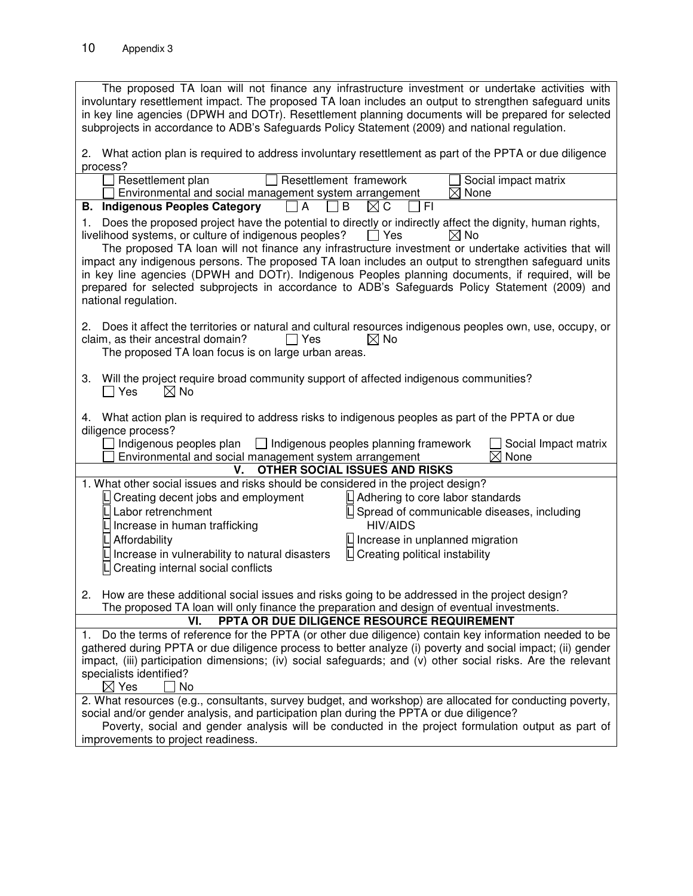The proposed TA loan will not finance any infrastructure investment or undertake activities with involuntary resettlement impact. The proposed TA loan includes an output to strengthen safeguard units in key line agencies (DPWH and DOTr). Resettlement planning documents will be prepared for selected subprojects in accordance to ADB's Safeguards Policy Statement (2009) and national regulation.

2. What action plan is required to address involuntary resettlement as part of the PPTA or due diligence process?

☐ Resettlement plan ☐ Resettlement framework ☐ Social impact matrix
☐ Environmental and social management system arrangement ☒ None

**B. Indigenous Peoples Category** ☐ A ☐ B ☒ C ☐ FI

1. Does the proposed project have the potential to directly or indirectly affect the dignity, human rights, livelihood systems, or culture of indigenous peoples? ☐ Yes ☒ No

The proposed TA loan will not finance any infrastructure investment or undertake activities that will impact any indigenous persons. The proposed TA loan includes an output to strengthen safeguard units in key line agencies (DPWH and DOTr). Indigenous Peoples planning documents, if required, will be prepared for selected subprojects in accordance to ADB's Safeguards Policy Statement (2009) and national regulation.

2. Does it affect the territories or natural and cultural resources indigenous peoples own, use, occupy, or claim, as their ancestral domain? ☐ Yes ☒ No

The proposed TA loan focus is on large urban areas.

3. Will the project require broad community support of affected indigenous communities?
☐ Yes ☒ No

4. What action plan is required to address risks to indigenous peoples as part of the PPTA or due diligence process?

☐ Indigenous peoples plan ☐ Indigenous peoples planning framework ☐ Social Impact matrix
☐ Environmental and social management system arrangement ☒ None

## V. OTHER SOCIAL ISSUES AND RISKS

1. What other social issues and risks should be considered in the project design?

L Creating decent jobs and employment
L Labor retrenchment
L Increase in human trafficking
L Affordability
L Increase in vulnerability to natural disasters
L Creating internal social conflicts
L Adhering to core labor standards
L Spread of communicable diseases, including HIV/AIDS
L Increase in unplanned migration
L Creating political instability

2. How are these additional social issues and risks going to be addressed in the project design?

The proposed TA loan will only finance the preparation and design of eventual investments.

## VI. PPTA OR DUE DILIGENCE RESOURCE REQUIREMENT

1. Do the terms of reference for the PPTA (or other due diligence) contain key information needed to be gathered during PPTA or due diligence process to better analyze (i) poverty and social impact; (ii) gender impact, (iii) participation dimensions; (iv) social safeguards; and (v) other social risks. Are the relevant specialists identified?

☒ Yes ☐ No

2. What resources (e.g., consultants, survey budget, and workshop) are allocated for conducting poverty, social and/or gender analysis, and participation plan during the PPTA or due diligence?

Poverty, social and gender analysis will be conducted in the project formulation output as part of improvements to project readiness.